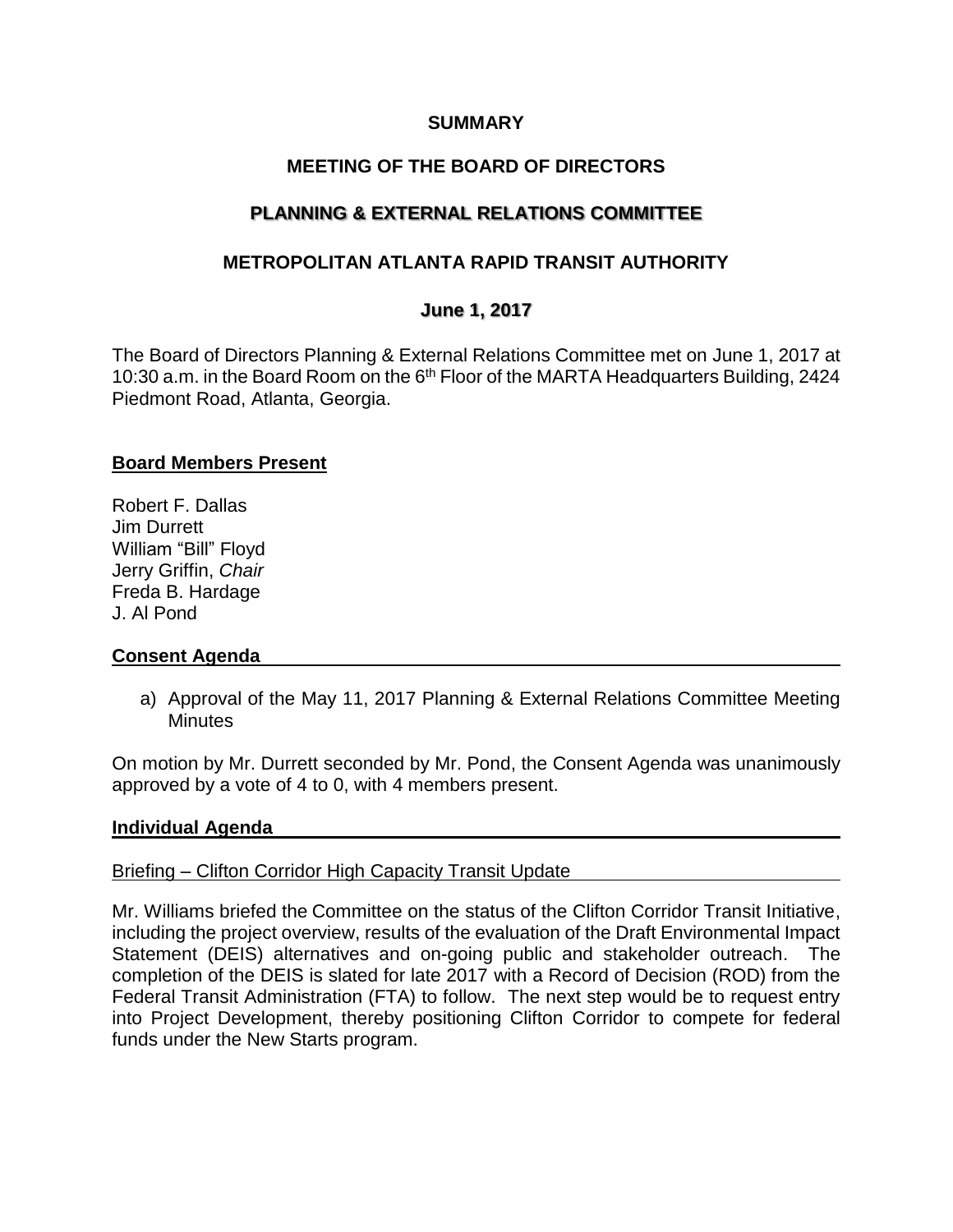**SUMMARY**

**MEETING OF THE BOARD OF DIRECTORS**

**PLANNING & EXTERNAL RELATIONS COMMITTEE**

**METROPOLITAN ATLANTA RAPID TRANSIT AUTHORITY**

**June 1, 2017**

The Board of Directors Planning & External Relations Committee met on June 1, 2017 at 10:30 a.m. in the Board Room on the 6th Floor of the MARTA Headquarters Building, 2424 Piedmont Road, Atlanta, Georgia.

## Board Members Present

Robert F. Dallas
Jim Durrett
William "Bill" Floyd
Jerry Griffin, *Chair*
Freda B. Hardage
J. Al Pond

## Consent Agenda

a) Approval of the May 11, 2017 Planning & External Relations Committee Meeting Minutes

On motion by Mr. Durrett seconded by Mr. Pond, the Consent Agenda was unanimously approved by a vote of 4 to 0, with 4 members present.

## Individual Agenda

### Briefing – Clifton Corridor High Capacity Transit Update

Mr. Williams briefed the Committee on the status of the Clifton Corridor Transit Initiative, including the project overview, results of the evaluation of the Draft Environmental Impact Statement (DEIS) alternatives and on-going public and stakeholder outreach. The completion of the DEIS is slated for late 2017 with a Record of Decision (ROD) from the Federal Transit Administration (FTA) to follow. The next step would be to request entry into Project Development, thereby positioning Clifton Corridor to compete for federal funds under the New Starts program.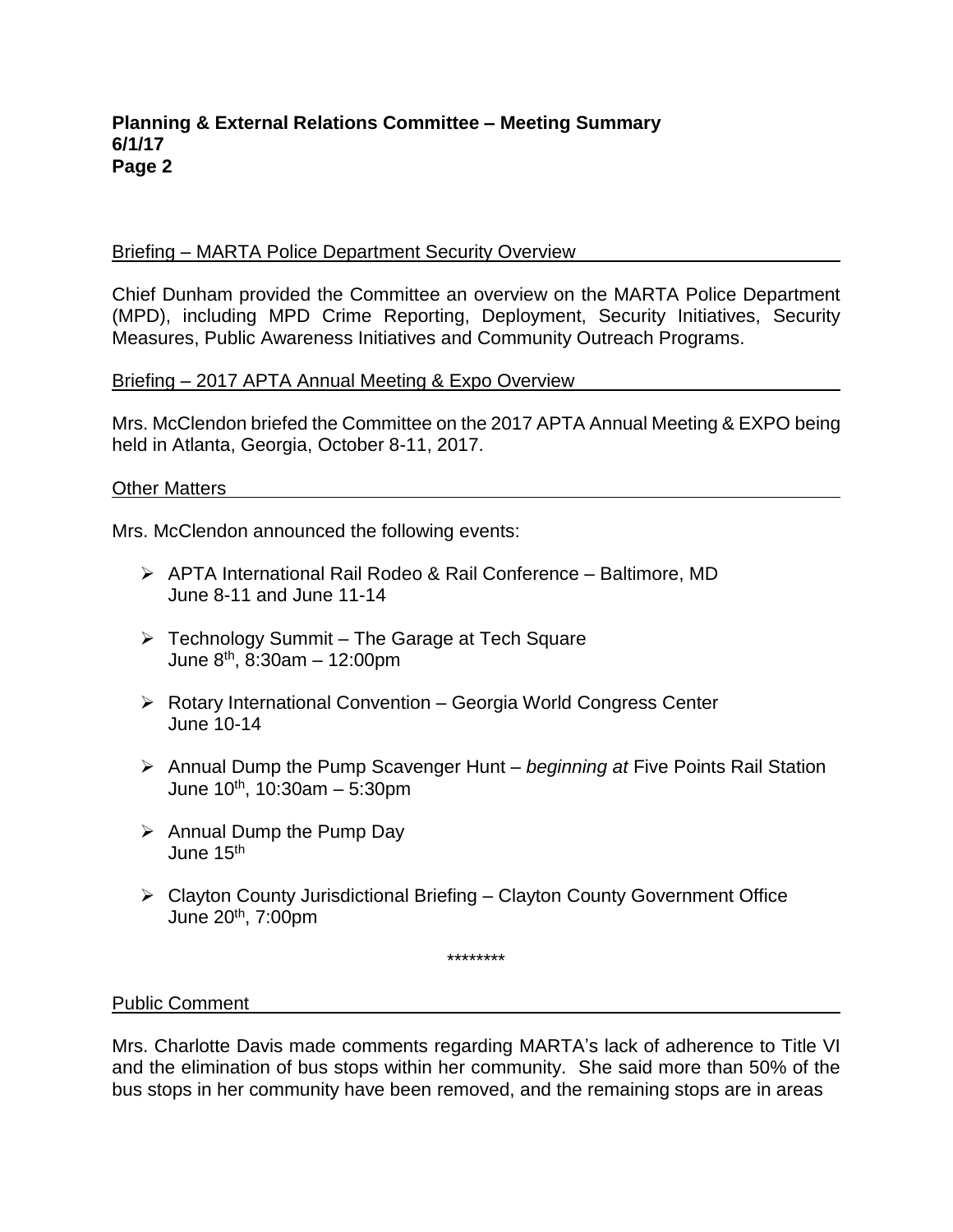Briefing – MARTA Police Department Security Overview

Chief Dunham provided the Committee an overview on the MARTA Police Department (MPD), including MPD Crime Reporting, Deployment, Security Initiatives, Security Measures, Public Awareness Initiatives and Community Outreach Programs.

Briefing – 2017 APTA Annual Meeting & Expo Overview

Mrs. McClendon briefed the Committee on the 2017 APTA Annual Meeting & EXPO being held in Atlanta, Georgia, October 8-11, 2017.

Other Matters

Mrs. McClendon announced the following events:

- APTA International Rail Rodeo & Rail Conference – Baltimore, MD
  June 8-11 and June 11-14

- Technology Summit – The Garage at Tech Square
  June 8th, 8:30am – 12:00pm

- Rotary International Convention – Georgia World Congress Center
  June 10-14

- Annual Dump the Pump Scavenger Hunt – *beginning at* Five Points Rail Station
  June 10th, 10:30am – 5:30pm

- Annual Dump the Pump Day
  June 15th

- Clayton County Jurisdictional Briefing – Clayton County Government Office
  June 20th, 7:00pm

********

Public Comment

Mrs. Charlotte Davis made comments regarding MARTA's lack of adherence to Title VI and the elimination of bus stops within her community. She said more than 50% of the bus stops in her community have been removed, and the remaining stops are in areas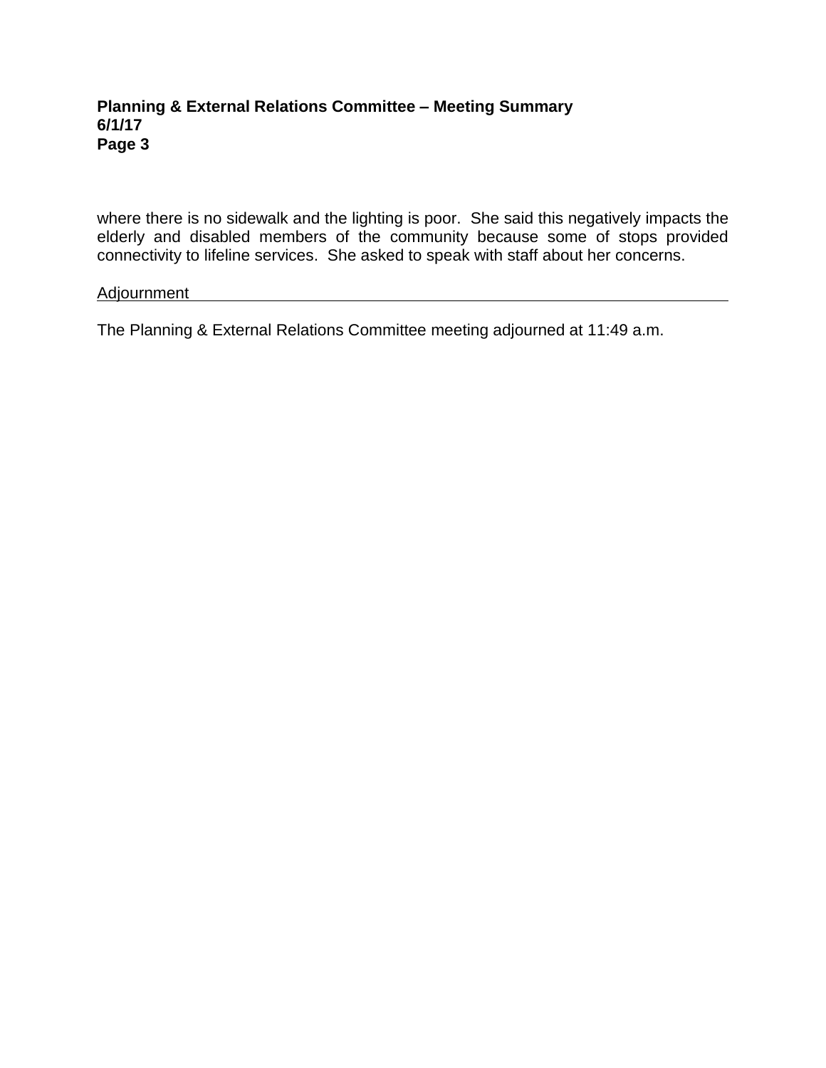where there is no sidewalk and the lighting is poor. She said this negatively impacts the elderly and disabled members of the community because some of stops provided connectivity to lifeline services. She asked to speak with staff about her concerns.

## Adjournment

The Planning & External Relations Committee meeting adjourned at 11:49 a.m.